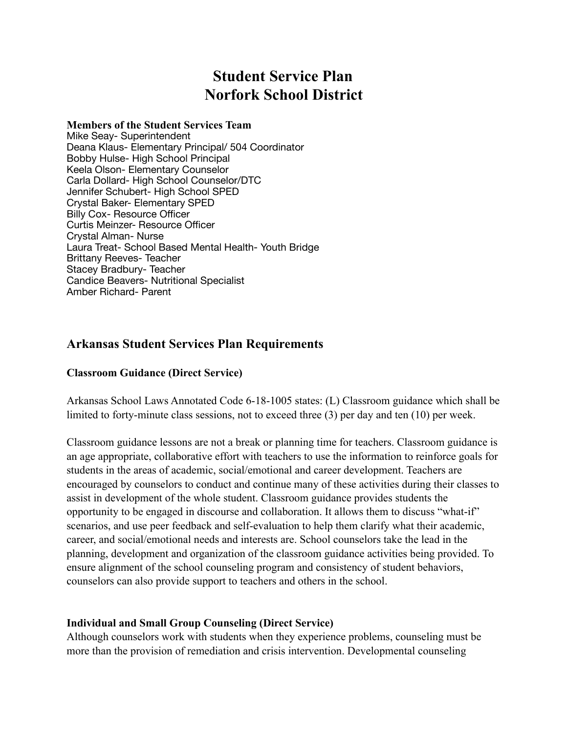# Student Service Plan
# Norfork School District

**Members of the Student Services Team**
Mike Seay- Superintendent
Deana Klaus- Elementary Principal/ 504 Coordinator
Bobby Hulse- High School Principal
Keela Olson- Elementary Counselor
Carla Dollard- High School Counselor/DTC
Jennifer Schubert- High School SPED
Crystal Baker- Elementary SPED
Billy Cox- Resource Officer
Curtis Meinzer- Resource Officer
Crystal Alman- Nurse
Laura Treat- School Based Mental Health- Youth Bridge
Brittany Reeves- Teacher
Stacey Bradbury- Teacher
Candice Beavers- Nutritional Specialist
Amber Richard- Parent

## Arkansas Student Services Plan Requirements

### Classroom Guidance (Direct Service)

Arkansas School Laws Annotated Code 6-18-1005 states: (L) Classroom guidance which shall be limited to forty-minute class sessions, not to exceed three (3) per day and ten (10) per week.

Classroom guidance lessons are not a break or planning time for teachers. Classroom guidance is an age appropriate, collaborative effort with teachers to use the information to reinforce goals for students in the areas of academic, social/emotional and career development. Teachers are encouraged by counselors to conduct and continue many of these activities during their classes to assist in development of the whole student. Classroom guidance provides students the opportunity to be engaged in discourse and collaboration. It allows them to discuss "what-if" scenarios, and use peer feedback and self-evaluation to help them clarify what their academic, career, and social/emotional needs and interests are. School counselors take the lead in the planning, development and organization of the classroom guidance activities being provided. To ensure alignment of the school counseling program and consistency of student behaviors, counselors can also provide support to teachers and others in the school.

### Individual and Small Group Counseling (Direct Service)

Although counselors work with students when they experience problems, counseling must be more than the provision of remediation and crisis intervention. Developmental counseling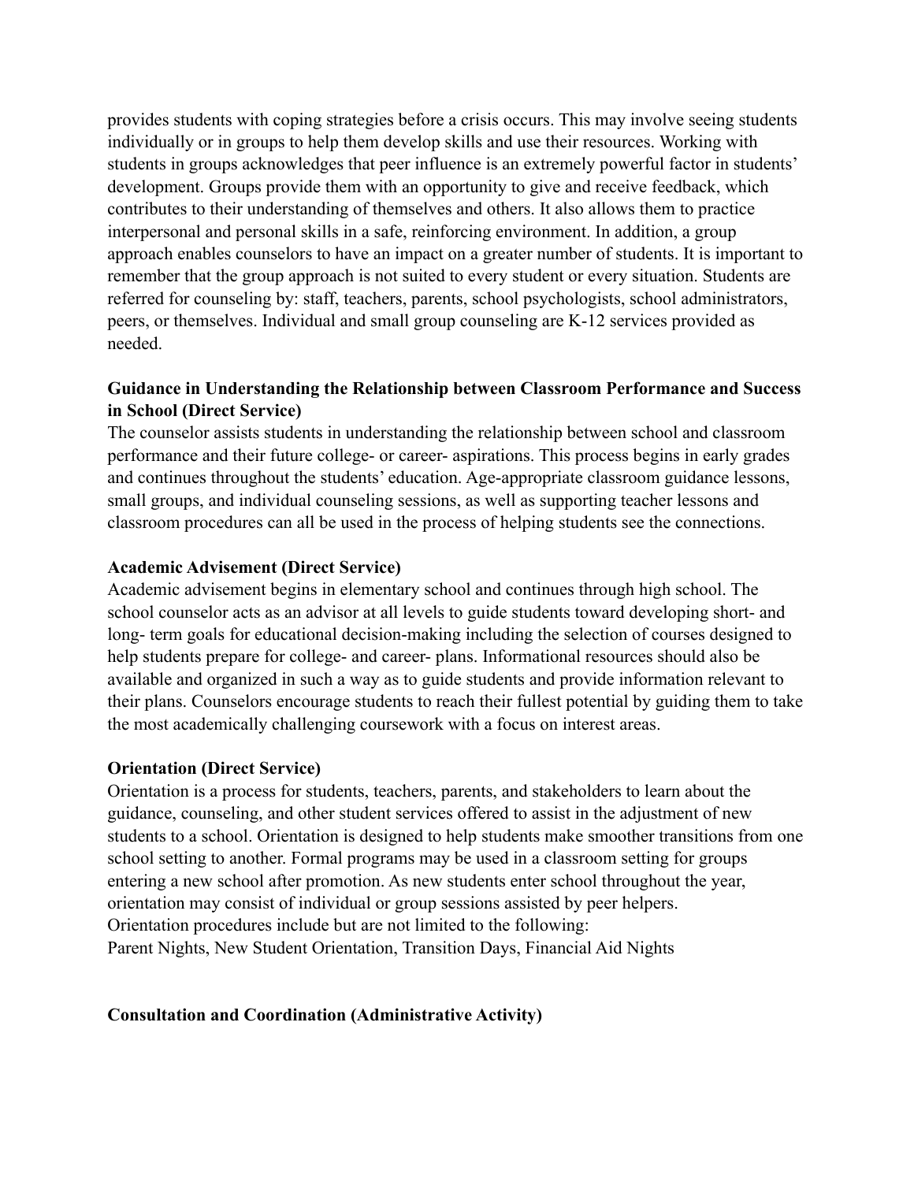provides students with coping strategies before a crisis occurs. This may involve seeing students individually or in groups to help them develop skills and use their resources. Working with students in groups acknowledges that peer influence is an extremely powerful factor in students' development. Groups provide them with an opportunity to give and receive feedback, which contributes to their understanding of themselves and others. It also allows them to practice interpersonal and personal skills in a safe, reinforcing environment. In addition, a group approach enables counselors to have an impact on a greater number of students. It is important to remember that the group approach is not suited to every student or every situation. Students are referred for counseling by: staff, teachers, parents, school psychologists, school administrators, peers, or themselves. Individual and small group counseling are K-12 services provided as needed.

**Guidance in Understanding the Relationship between Classroom Performance and Success in School (Direct Service)**

The counselor assists students in understanding the relationship between school and classroom performance and their future college- or career- aspirations. This process begins in early grades and continues throughout the students' education. Age-appropriate classroom guidance lessons, small groups, and individual counseling sessions, as well as supporting teacher lessons and classroom procedures can all be used in the process of helping students see the connections.

**Academic Advisement (Direct Service)**

Academic advisement begins in elementary school and continues through high school. The school counselor acts as an advisor at all levels to guide students toward developing short- and long- term goals for educational decision-making including the selection of courses designed to help students prepare for college- and career- plans. Informational resources should also be available and organized in such a way as to guide students and provide information relevant to their plans. Counselors encourage students to reach their fullest potential by guiding them to take the most academically challenging coursework with a focus on interest areas.

**Orientation (Direct Service)**

Orientation is a process for students, teachers, parents, and stakeholders to learn about the guidance, counseling, and other student services offered to assist in the adjustment of new students to a school. Orientation is designed to help students make smoother transitions from one school setting to another. Formal programs may be used in a classroom setting for groups entering a new school after promotion. As new students enter school throughout the year, orientation may consist of individual or group sessions assisted by peer helpers.
Orientation procedures include but are not limited to the following:
Parent Nights, New Student Orientation, Transition Days, Financial Aid Nights

**Consultation and Coordination (Administrative Activity)**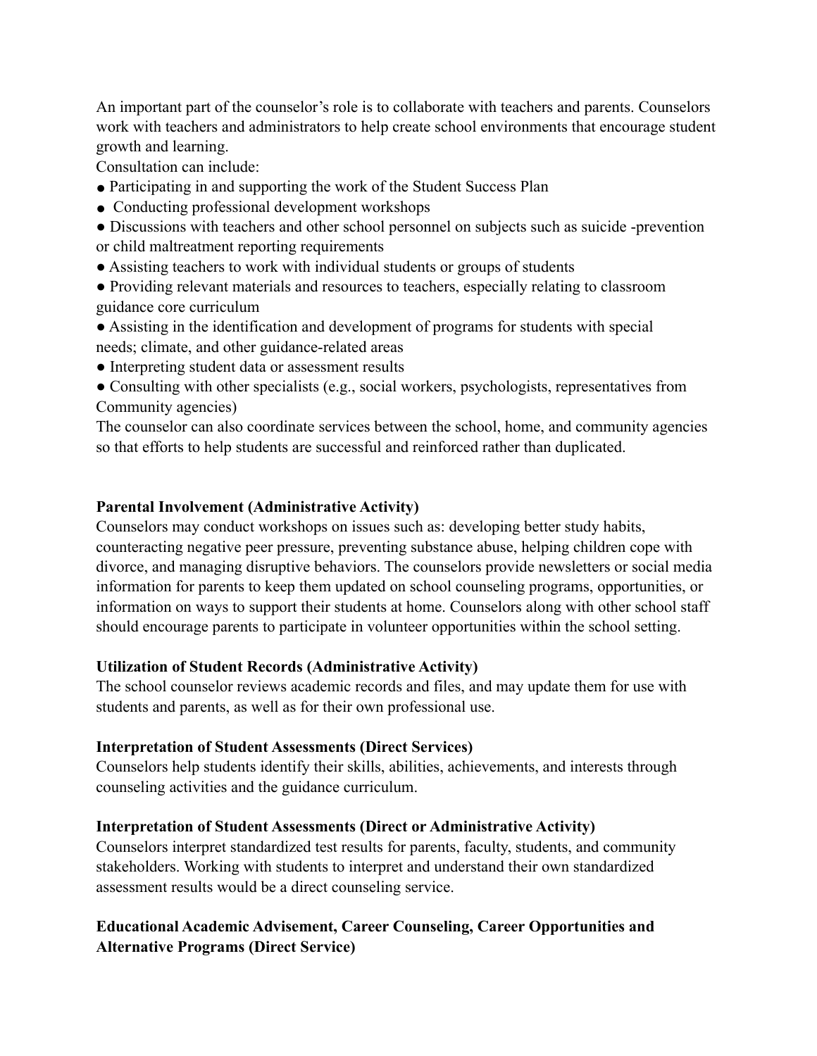An important part of the counselor's role is to collaborate with teachers and parents. Counselors work with teachers and administrators to help create school environments that encourage student growth and learning.

Consultation can include:

- Participating in and supporting the work of the Student Success Plan
- Conducting professional development workshops
- Discussions with teachers and other school personnel on subjects such as suicide -prevention or child maltreatment reporting requirements
- Assisting teachers to work with individual students or groups of students
- Providing relevant materials and resources to teachers, especially relating to classroom guidance core curriculum
- Assisting in the identification and development of programs for students with special needs; climate, and other guidance-related areas
- Interpreting student data or assessment results
- Consulting with other specialists (e.g., social workers, psychologists, representatives from Community agencies)

The counselor can also coordinate services between the school, home, and community agencies so that efforts to help students are successful and reinforced rather than duplicated.

**Parental Involvement (Administrative Activity)**

Counselors may conduct workshops on issues such as: developing better study habits, counteracting negative peer pressure, preventing substance abuse, helping children cope with divorce, and managing disruptive behaviors. The counselors provide newsletters or social media information for parents to keep them updated on school counseling programs, opportunities, or information on ways to support their students at home. Counselors along with other school staff should encourage parents to participate in volunteer opportunities within the school setting.

**Utilization of Student Records (Administrative Activity)**

The school counselor reviews academic records and files, and may update them for use with students and parents, as well as for their own professional use.

**Interpretation of Student Assessments (Direct Services)**

Counselors help students identify their skills, abilities, achievements, and interests through counseling activities and the guidance curriculum.

**Interpretation of Student Assessments (Direct or Administrative Activity)**

Counselors interpret standardized test results for parents, faculty, students, and community stakeholders. Working with students to interpret and understand their own standardized assessment results would be a direct counseling service.

**Educational Academic Advisement, Career Counseling, Career Opportunities and Alternative Programs (Direct Service)**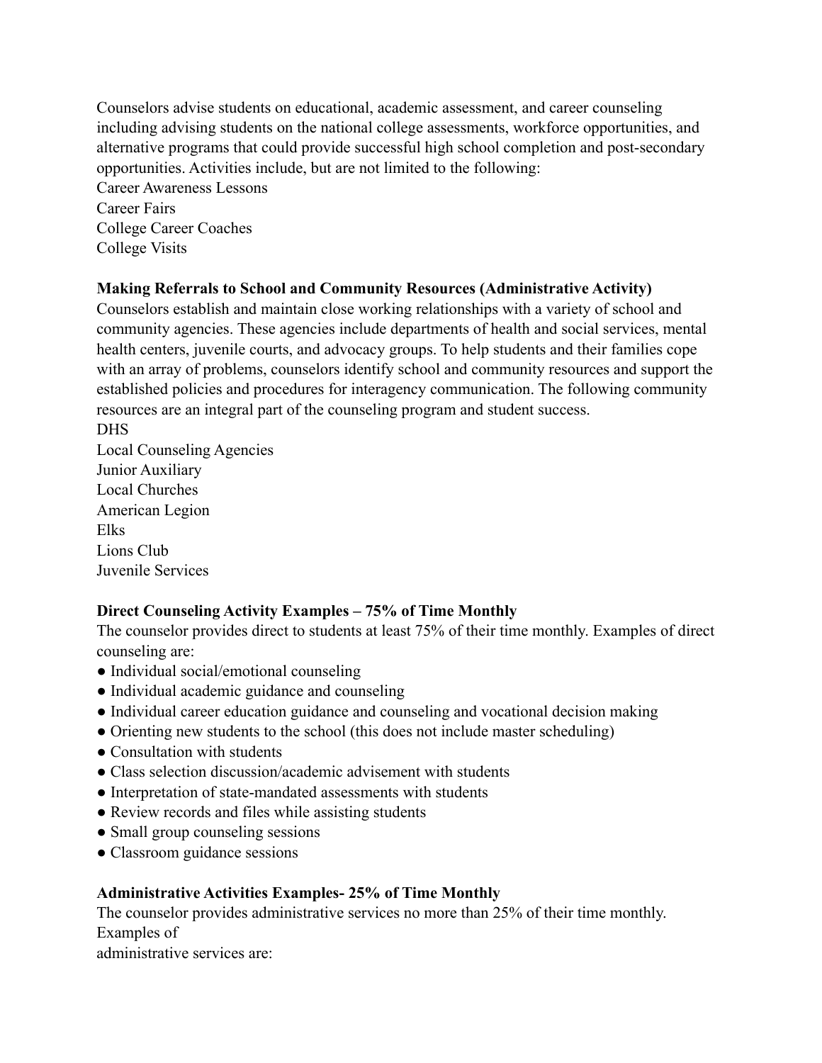Counselors advise students on educational, academic assessment, and career counseling including advising students on the national college assessments, workforce opportunities, and alternative programs that could provide successful high school completion and post-secondary opportunities. Activities include, but are not limited to the following:

Career Awareness Lessons
Career Fairs
College Career Coaches
College Visits

**Making Referrals to School and Community Resources (Administrative Activity)**

Counselors establish and maintain close working relationships with a variety of school and community agencies. These agencies include departments of health and social services, mental health centers, juvenile courts, and advocacy groups. To help students and their families cope with an array of problems, counselors identify school and community resources and support the established policies and procedures for interagency communication. The following community resources are an integral part of the counseling program and student success.

DHS
Local Counseling Agencies
Junior Auxiliary
Local Churches
American Legion
Elks
Lions Club
Juvenile Services

**Direct Counseling Activity Examples – 75% of Time Monthly**

The counselor provides direct to students at least 75% of their time monthly. Examples of direct counseling are:

- Individual social/emotional counseling
- Individual academic guidance and counseling
- Individual career education guidance and counseling and vocational decision making
- Orienting new students to the school (this does not include master scheduling)
- Consultation with students
- Class selection discussion/academic advisement with students
- Interpretation of state-mandated assessments with students
- Review records and files while assisting students
- Small group counseling sessions
- Classroom guidance sessions

**Administrative Activities Examples- 25% of Time Monthly**

The counselor provides administrative services no more than 25% of their time monthly. Examples of
administrative services are: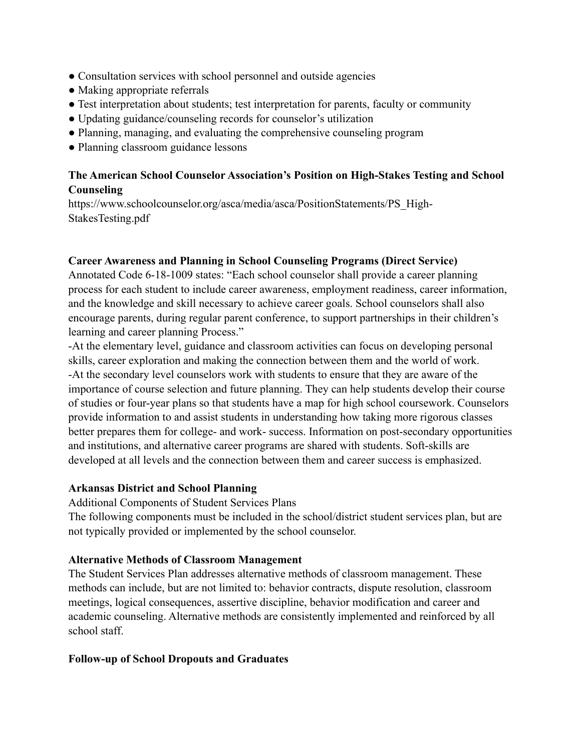- Consultation services with school personnel and outside agencies
- Making appropriate referrals
- Test interpretation about students; test interpretation for parents, faculty or community
- Updating guidance/counseling records for counselor's utilization
- Planning, managing, and evaluating the comprehensive counseling program
- Planning classroom guidance lessons

**The American School Counselor Association's Position on High-Stakes Testing and School Counseling**
https://www.schoolcounselor.org/asca/media/asca/PositionStatements/PS_High-StakesTesting.pdf

**Career Awareness and Planning in School Counseling Programs (Direct Service)**
Annotated Code 6-18-1009 states: "Each school counselor shall provide a career planning process for each student to include career awareness, employment readiness, career information, and the knowledge and skill necessary to achieve career goals. School counselors shall also encourage parents, during regular parent conference, to support partnerships in their children's learning and career planning Process."

-At the elementary level, guidance and classroom activities can focus on developing personal skills, career exploration and making the connection between them and the world of work.

-At the secondary level counselors work with students to ensure that they are aware of the importance of course selection and future planning. They can help students develop their course of studies or four-year plans so that students have a map for high school coursework. Counselors provide information to and assist students in understanding how taking more rigorous classes better prepares them for college- and work- success. Information on post-secondary opportunities and institutions, and alternative career programs are shared with students. Soft-skills are developed at all levels and the connection between them and career success is emphasized.

**Arkansas District and School Planning**
Additional Components of Student Services Plans
The following components must be included in the school/district student services plan, but are not typically provided or implemented by the school counselor.

**Alternative Methods of Classroom Management**
The Student Services Plan addresses alternative methods of classroom management. These methods can include, but are not limited to: behavior contracts, dispute resolution, classroom meetings, logical consequences, assertive discipline, behavior modification and career and academic counseling. Alternative methods are consistently implemented and reinforced by all school staff.

**Follow-up of School Dropouts and Graduates**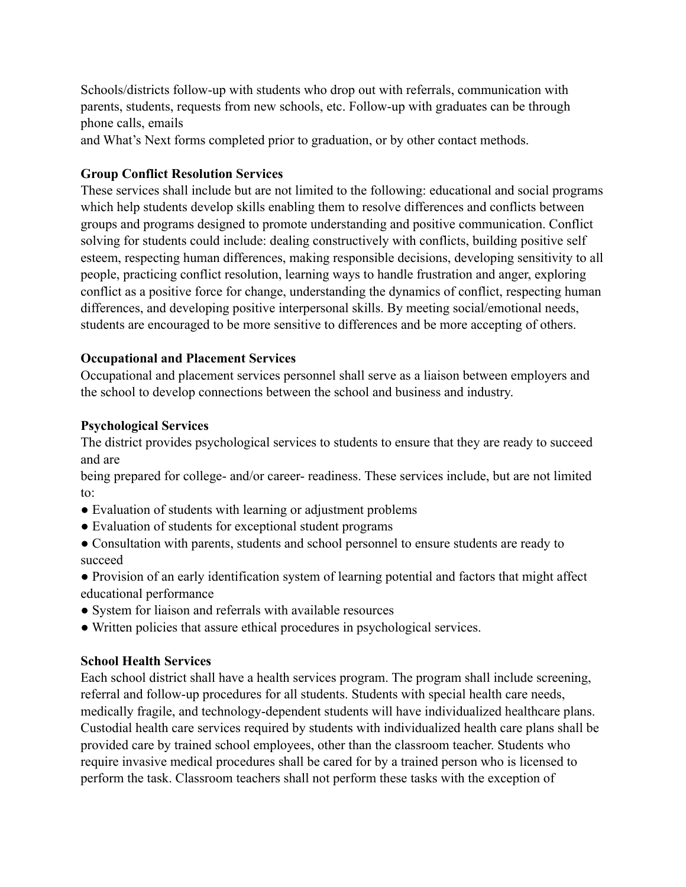Schools/districts follow-up with students who drop out with referrals, communication with parents, students, requests from new schools, etc. Follow-up with graduates can be through phone calls, emails and What's Next forms completed prior to graduation, or by other contact methods.

**Group Conflict Resolution Services**

These services shall include but are not limited to the following: educational and social programs which help students develop skills enabling them to resolve differences and conflicts between groups and programs designed to promote understanding and positive communication. Conflict solving for students could include: dealing constructively with conflicts, building positive self esteem, respecting human differences, making responsible decisions, developing sensitivity to all people, practicing conflict resolution, learning ways to handle frustration and anger, exploring conflict as a positive force for change, understanding the dynamics of conflict, respecting human differences, and developing positive interpersonal skills. By meeting social/emotional needs, students are encouraged to be more sensitive to differences and be more accepting of others.

**Occupational and Placement Services**

Occupational and placement services personnel shall serve as a liaison between employers and the school to develop connections between the school and business and industry.

**Psychological Services**

The district provides psychological services to students to ensure that they are ready to succeed and are being prepared for college- and/or career- readiness. These services include, but are not limited to:

- Evaluation of students with learning or adjustment problems
- Evaluation of students for exceptional student programs
- Consultation with parents, students and school personnel to ensure students are ready to succeed
- Provision of an early identification system of learning potential and factors that might affect educational performance
- System for liaison and referrals with available resources
- Written policies that assure ethical procedures in psychological services.

**School Health Services**

Each school district shall have a health services program. The program shall include screening, referral and follow-up procedures for all students. Students with special health care needs, medically fragile, and technology-dependent students will have individualized healthcare plans. Custodial health care services required by students with individualized health care plans shall be provided care by trained school employees, other than the classroom teacher. Students who require invasive medical procedures shall be cared for by a trained person who is licensed to perform the task. Classroom teachers shall not perform these tasks with the exception of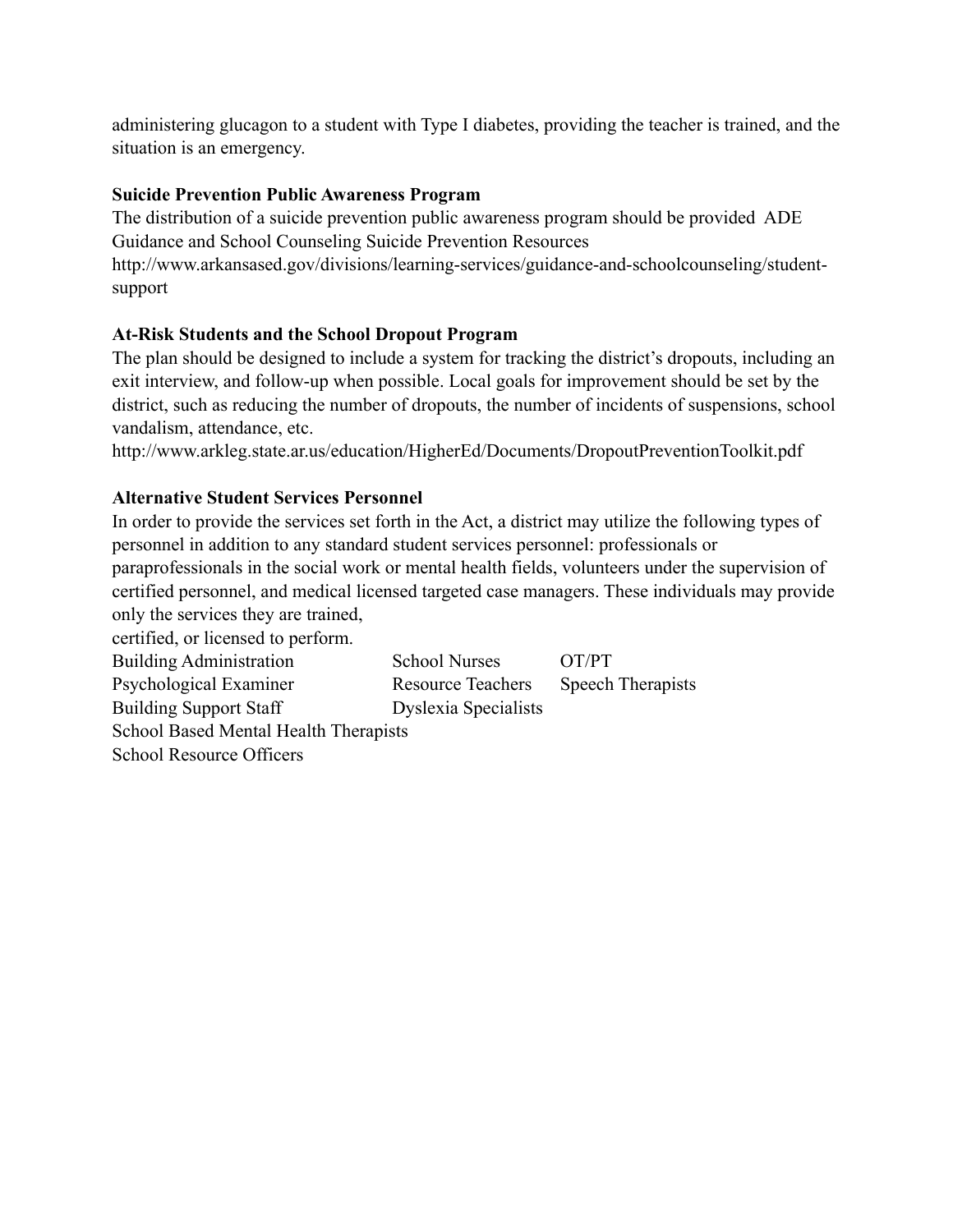administering glucagon to a student with Type I diabetes, providing the teacher is trained, and the situation is an emergency.

**Suicide Prevention Public Awareness Program**

The distribution of a suicide prevention public awareness program should be provided ADE Guidance and School Counseling Suicide Prevention Resources
http://www.arkansased.gov/divisions/learning-services/guidance-and-schoolcounseling/student-support

**At-Risk Students and the School Dropout Program**

The plan should be designed to include a system for tracking the district's dropouts, including an exit interview, and follow-up when possible. Local goals for improvement should be set by the district, such as reducing the number of dropouts, the number of incidents of suspensions, school vandalism, attendance, etc.
http://www.arkleg.state.ar.us/education/HigherEd/Documents/DropoutPreventionToolkit.pdf

**Alternative Student Services Personnel**

In order to provide the services set forth in the Act, a district may utilize the following types of personnel in addition to any standard student services personnel: professionals or paraprofessionals in the social work or mental health fields, volunteers under the supervision of certified personnel, and medical licensed targeted case managers. These individuals may provide only the services they are trained,
certified, or licensed to perform.

| | | |
|---|---|---|
| Building Administration | School Nurses | OT/PT |
| Psychological Examiner | Resource Teachers | Speech Therapists |
| Building Support Staff | Dyslexia Specialists | |
| School Based Mental Health Therapists | | |
| School Resource Officers | | |